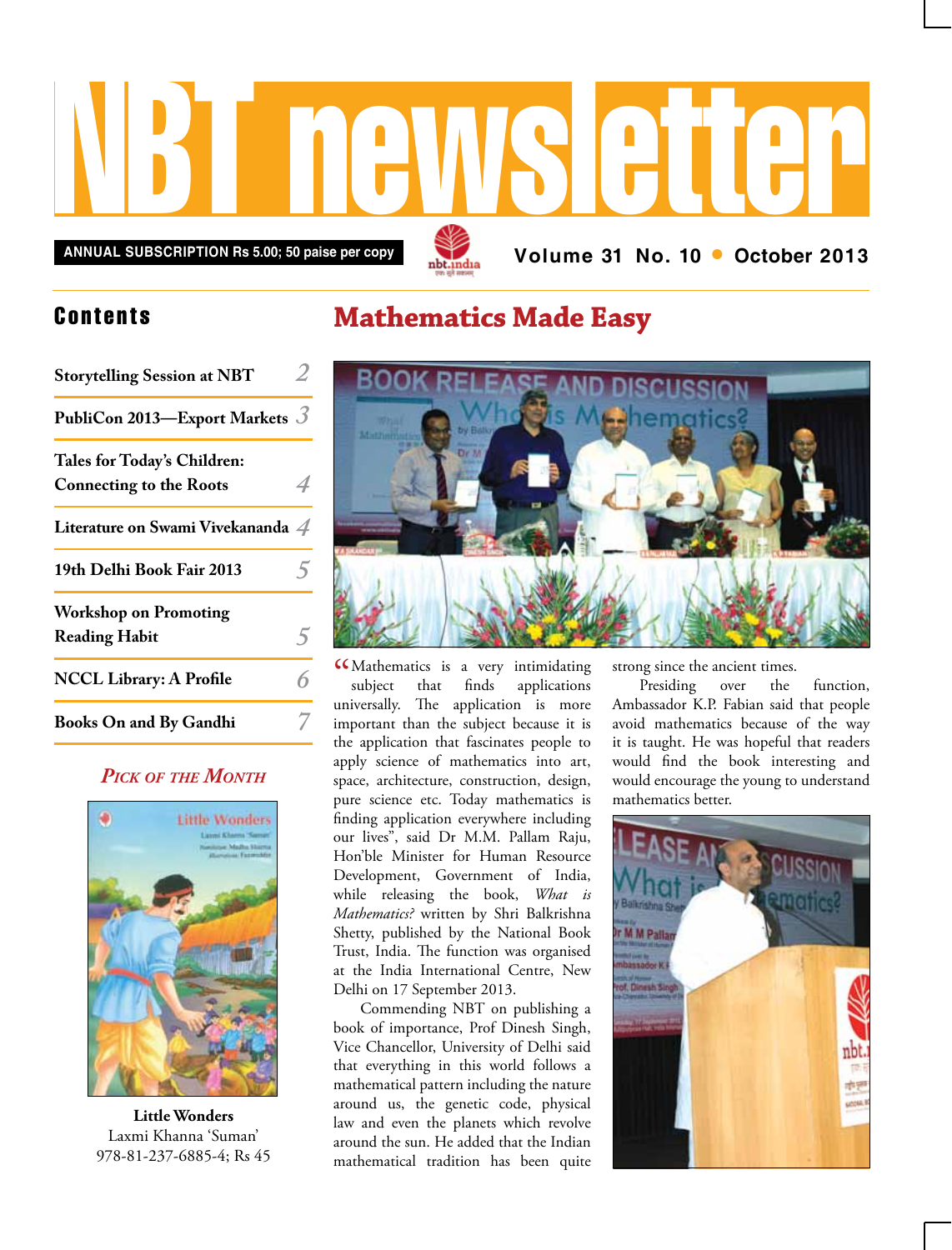# NBT newsletter

**ANNUAL SUBSCRIPTION Rs 5.00; 50 paise per copy**

**Volume 31 No. 10 • October 2013**

## Contents

| | |
|---|---|
| **Storytelling Session at NBT** | 2 |
| **PubliCon 2013—Export Markets** | 3 |
| **Tales for Today's Children: Connecting to the Roots** | 4 |
| **Literature on Swami Vivekananda** | 4 |
| **19th Delhi Book Fair 2013** | 5 |
| **Workshop on Promoting Reading Habit** | 5 |
| **NCCL Library: A Profile** | 6 |
| **Books On and By Gandhi** | 7 |

### *Pick of the Month*

**Little Wonders**
Laxmi Khanna 'Suman'
978-81-237-6885-4; Rs 45

# Mathematics Made Easy

"Mathematics is a very intimidating subject that finds applications universally. The application is more important than the subject because it is the application that fascinates people to apply science of mathematics into art, space, architecture, construction, design, pure science etc. Today mathematics is finding application everywhere including our lives", said Dr M.M. Pallam Raju, Hon'ble Minister for Human Resource Development, Government of India, while releasing the book, *What is Mathematics?* written by Shri Balkrishna Shetty, published by the National Book Trust, India. The function was organised at the India International Centre, New Delhi on 17 September 2013.

Commending NBT on publishing a book of importance, Prof Dinesh Singh, Vice Chancellor, University of Delhi said that everything in this world follows a mathematical pattern including the nature around us, the genetic code, physical law and even the planets which revolve around the sun. He added that the Indian mathematical tradition has been quite strong since the ancient times.

Presiding over the function, Ambassador K.P. Fabian said that people avoid mathematics because of the way it is taught. He was hopeful that readers would find the book interesting and would encourage the young to understand mathematics better.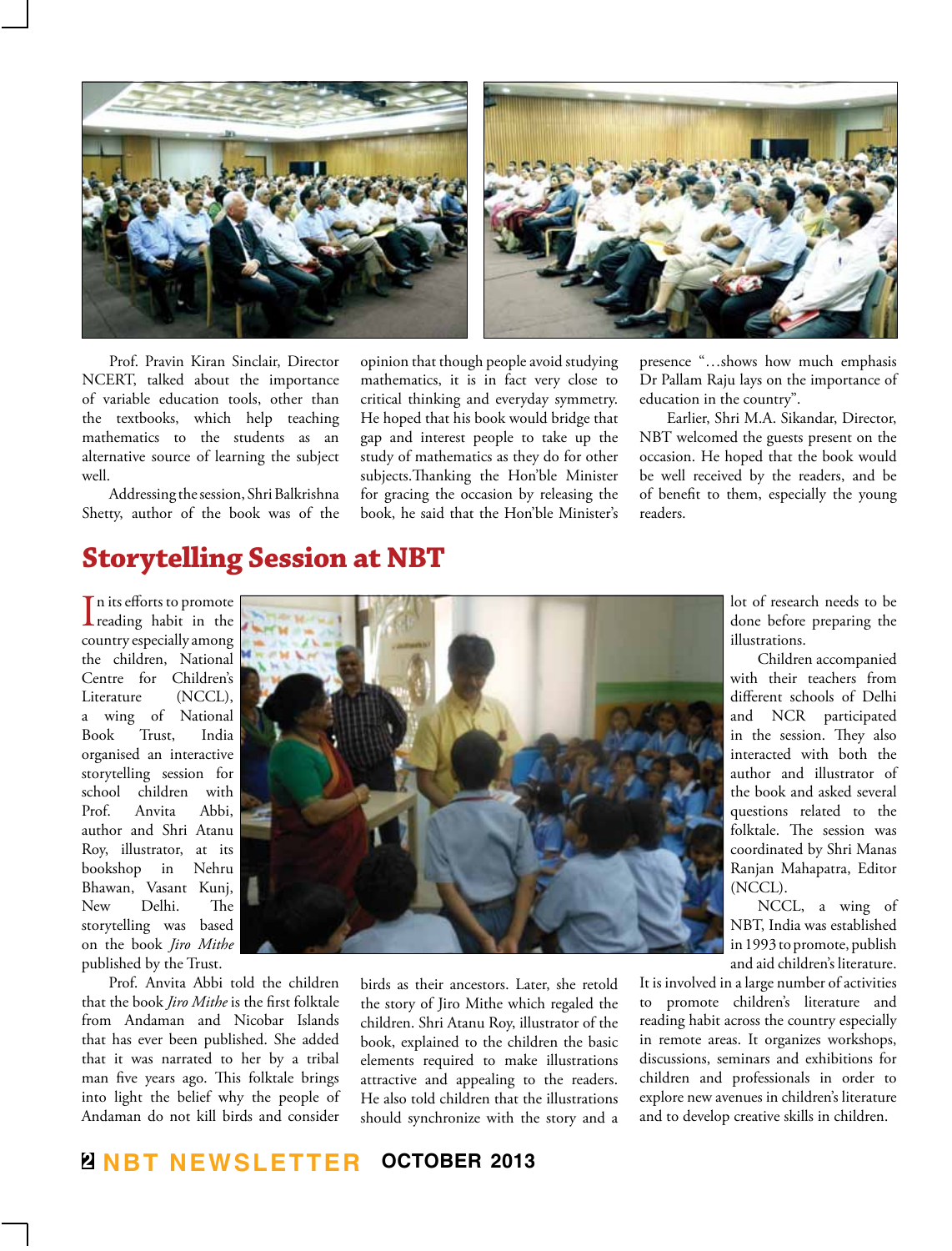Prof. Pravin Kiran Sinclair, Director NCERT, talked about the importance of variable education tools, other than the textbooks, which help teaching mathematics to the students as an alternative source of learning the subject well.

Addressing the session, Shri Balkrishna Shetty, author of the book was of the opinion that though people avoid studying mathematics, it is in fact very close to critical thinking and everyday symmetry. He hoped that his book would bridge that gap and interest people to take up the study of mathematics as they do for other subjects.Thanking the Hon'ble Minister for gracing the occasion by releasing the book, he said that the Hon'ble Minister's presence "…shows how much emphasis Dr Pallam Raju lays on the importance of education in the country".

Earlier, Shri M.A. Sikandar, Director, NBT welcomed the guests present on the occasion. He hoped that the book would be well received by the readers, and be of benefit to them, especially the young readers.

## Storytelling Session at NBT

In its efforts to promote reading habit in the country especially among the children, National Centre for Children's Literature (NCCL), a wing of National Book Trust, India organised an interactive storytelling session for school children with Prof. Anvita Abbi, author and Shri Atanu Roy, illustrator, at its bookshop in Nehru Bhawan, Vasant Kunj, New Delhi. The storytelling was based on the book *Jiro Mithe* published by the Trust.

Prof. Anvita Abbi told the children that the book *Jiro Mithe* is the first folktale from Andaman and Nicobar Islands that has ever been published. She added that it was narrated to her by a tribal man five years ago. This folktale brings into light the belief why the people of Andaman do not kill birds and consider birds as their ancestors. Later, she retold the story of Jiro Mithe which regaled the children. Shri Atanu Roy, illustrator of the book, explained to the children the basic elements required to make illustrations attractive and appealing to the readers. He also told children that the illustrations should synchronize with the story and a lot of research needs to be done before preparing the illustrations.

Children accompanied with their teachers from different schools of Delhi and NCR participated in the session. They also interacted with both the author and illustrator of the book and asked several questions related to the folktale. The session was coordinated by Shri Manas Ranjan Mahapatra, Editor (NCCL).

NCCL, a wing of NBT, India was established in 1993 to promote, publish and aid children's literature. It is involved in a large number of activities to promote children's literature and reading habit across the country especially in remote areas. It organizes workshops, discussions, seminars and exhibitions for children and professionals in order to explore new avenues in children's literature and to develop creative skills in children.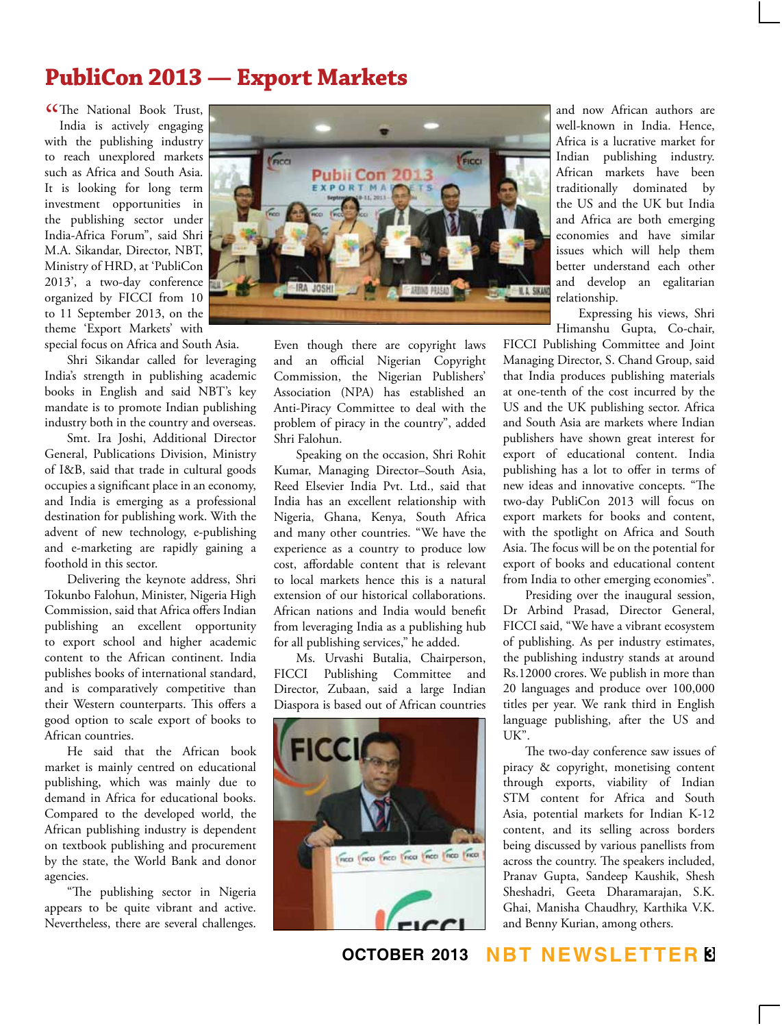# PubliCon 2013 — Export Markets

"The National Book Trust, India is actively engaging with the publishing industry to reach unexplored markets such as Africa and South Asia. It is looking for long term investment opportunities in the publishing sector under India-Africa Forum", said Shri M.A. Sikandar, Director, NBT, Ministry of HRD, at 'PubliCon 2013', a two-day conference organized by FICCI from 10 to 11 September 2013, on the theme 'Export Markets' with special focus on Africa and South Asia.

Shri Sikandar called for leveraging India's strength in publishing academic books in English and said NBT's key mandate is to promote Indian publishing industry both in the country and overseas.

Smt. Ira Joshi, Additional Director General, Publications Division, Ministry of I&B, said that trade in cultural goods occupies a significant place in an economy, and India is emerging as a professional destination for publishing work. With the advent of new technology, e-publishing and e-marketing are rapidly gaining a foothold in this sector.

Delivering the keynote address, Shri Tokunbo Falohun, Minister, Nigeria High Commission, said that Africa offers Indian publishing an excellent opportunity to export school and higher academic content to the African continent. India publishes books of international standard, and is comparatively competitive than their Western counterparts. This offers a good option to scale export of books to African countries.

He said that the African book market is mainly centred on educational publishing, which was mainly due to demand in Africa for educational books. Compared to the developed world, the African publishing industry is dependent on textbook publishing and procurement by the state, the World Bank and donor agencies.

"The publishing sector in Nigeria appears to be quite vibrant and active. Nevertheless, there are several challenges. Even though there are copyright laws and an official Nigerian Copyright Commission, the Nigerian Publishers' Association (NPA) has established an Anti-Piracy Committee to deal with the problem of piracy in the country", added Shri Falohun.

Speaking on the occasion, Shri Rohit Kumar, Managing Director–South Asia, Reed Elsevier India Pvt. Ltd., said that India has an excellent relationship with Nigeria, Ghana, Kenya, South Africa and many other countries. "We have the experience as a country to produce low cost, affordable content that is relevant to local markets hence this is a natural extension of our historical collaborations. African nations and India would benefit from leveraging India as a publishing hub for all publishing services," he added.

Ms. Urvashi Butalia, Chairperson, FICCI Publishing Committee and Director, Zubaan, said a large Indian Diaspora is based out of African countries and now African authors are well-known in India. Hence, Africa is a lucrative market for Indian publishing industry. African markets have been traditionally dominated by the US and the UK but India and Africa are both emerging economies and have similar issues which will help them better understand each other and develop an egalitarian relationship.

Expressing his views, Shri Himanshu Gupta, Co-chair, FICCI Publishing Committee and Joint Managing Director, S. Chand Group, said that India produces publishing materials at one-tenth of the cost incurred by the US and the UK publishing sector. Africa and South Asia are markets where Indian publishers have shown great interest for export of educational content. India publishing has a lot to offer in terms of new ideas and innovative concepts. "The two-day PubliCon 2013 will focus on export markets for books and content, with the spotlight on Africa and South Asia. The focus will be on the potential for export of books and educational content from India to other emerging economies".

Presiding over the inaugural session, Dr Arbind Prasad, Director General, FICCI said, "We have a vibrant ecosystem of publishing. As per industry estimates, the publishing industry stands at around Rs.12000 crores. We publish in more than 20 languages and produce over 100,000 titles per year. We rank third in English language publishing, after the US and UK".

The two-day conference saw issues of piracy & copyright, monetising content through exports, viability of Indian STM content for Africa and South Asia, potential markets for Indian K-12 content, and its selling across borders being discussed by various panellists from across the country. The speakers included, Pranav Gupta, Sandeep Kaushik, Shesh Sheshadri, Geeta Dharamarajan, S.K. Ghai, Manisha Chaudhry, Karthika V.K. and Benny Kurian, among others.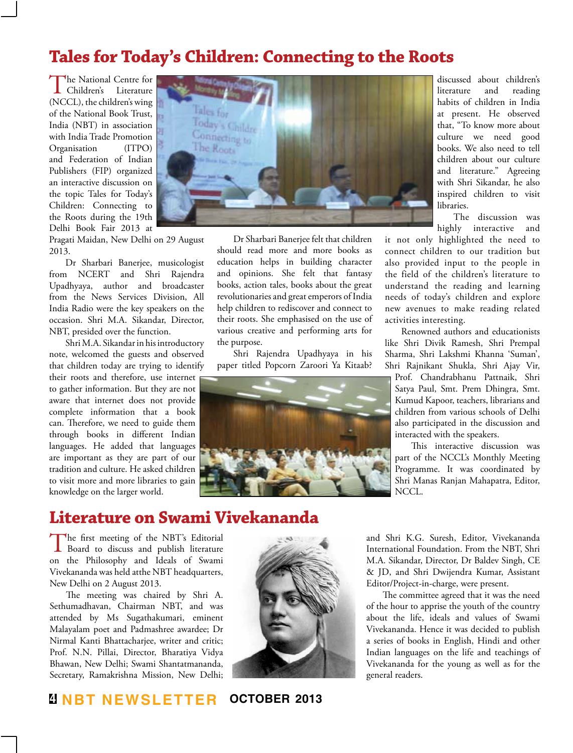## Tales for Today's Children: Connecting to the Roots

The National Centre for Children's Literature (NCCL), the children's wing of the National Book Trust, India (NBT) in association with India Trade Promotion Organisation (ITPO) and Federation of Indian Publishers (FIP) organized an interactive discussion on the topic Tales for Today's Children: Connecting to the Roots during the 19th Delhi Book Fair 2013 at Pragati Maidan, New Delhi on 29 August 2013.

Dr Sharbari Banerjee, musicologist from NCERT and Shri Rajendra Upadhyaya, author and broadcaster from the News Services Division, All India Radio were the key speakers on the occasion. Shri M.A. Sikandar, Director, NBT, presided over the function.

Shri M.A. Sikandar in his introductory note, welcomed the guests and observed that children today are trying to identify their roots and therefore, use internet to gather information. But they are not aware that internet does not provide complete information that a book can. Therefore, we need to guide them through books in different Indian languages. He added that languages are important as they are part of our tradition and culture. He asked children to visit more and more libraries to gain knowledge on the larger world.

Dr Sharbari Banerjee felt that children should read more and more books as education helps in building character and opinions. She felt that fantasy books, action tales, books about the great revolutionaries and great emperors of India help children to rediscover and connect to their roots. She emphasised on the use of various creative and performing arts for the purpose.

Shri Rajendra Upadhyaya in his paper titled Popcorn Zaroori Ya Kitaab? discussed about children's literature and reading habits of children in India at present. He observed that, "To know more about culture we need good books. We also need to tell children about our culture and literature." Agreeing with Shri Sikandar, he also inspired children to visit libraries.

The discussion was highly interactive and it not only highlighted the need to connect children to our tradition but also provided input to the people in the field of the children's literature to understand the reading and learning needs of today's children and explore new avenues to make reading related activities interesting.

Renowned authors and educationists like Shri Divik Ramesh, Shri Prempal Sharma, Shri Lakshmi Khanna 'Suman', Shri Rajnikant Shukla, Shri Ajay Vir, Prof. Chandrabhanu Pattnaik, Shri Satya Paul, Smt. Prem Dhingra, Smt. Kumud Kapoor, teachers, librarians and children from various schools of Delhi also participated in the discussion and interacted with the speakers.

This interactive discussion was part of the NCCL's Monthly Meeting Programme. It was coordinated by Shri Manas Ranjan Mahapatra, Editor, NCCL.

## Literature on Swami Vivekananda

The first meeting of the NBT's Editorial Board to discuss and publish literature on the Philosophy and Ideals of Swami Vivekananda was held atthe NBT headquarters, New Delhi on 2 August 2013.

The meeting was chaired by Shri A. Sethumadhavan, Chairman NBT, and was attended by Ms Sugathakumari, eminent Malayalam poet and Padmashree awardee; Dr Nirmal Kanti Bhattacharjee, writer and critic; Prof. N.N. Pillai, Director, Bharatiya Vidya Bhawan, New Delhi; Swami Shantatmananda, Secretary, Ramakrishna Mission, New Delhi; and Shri K.G. Suresh, Editor, Vivekananda International Foundation. From the NBT, Shri M.A. Sikandar, Director, Dr Baldev Singh, CE & JD, and Shri Dwijendra Kumar, Assistant Editor/Project-in-charge, were present.

The committee agreed that it was the need of the hour to apprise the youth of the country about the life, ideals and values of Swami Vivekananda. Hence it was decided to publish a series of books in English, Hindi and other Indian languages on the life and teachings of Vivekananda for the young as well as for the general readers.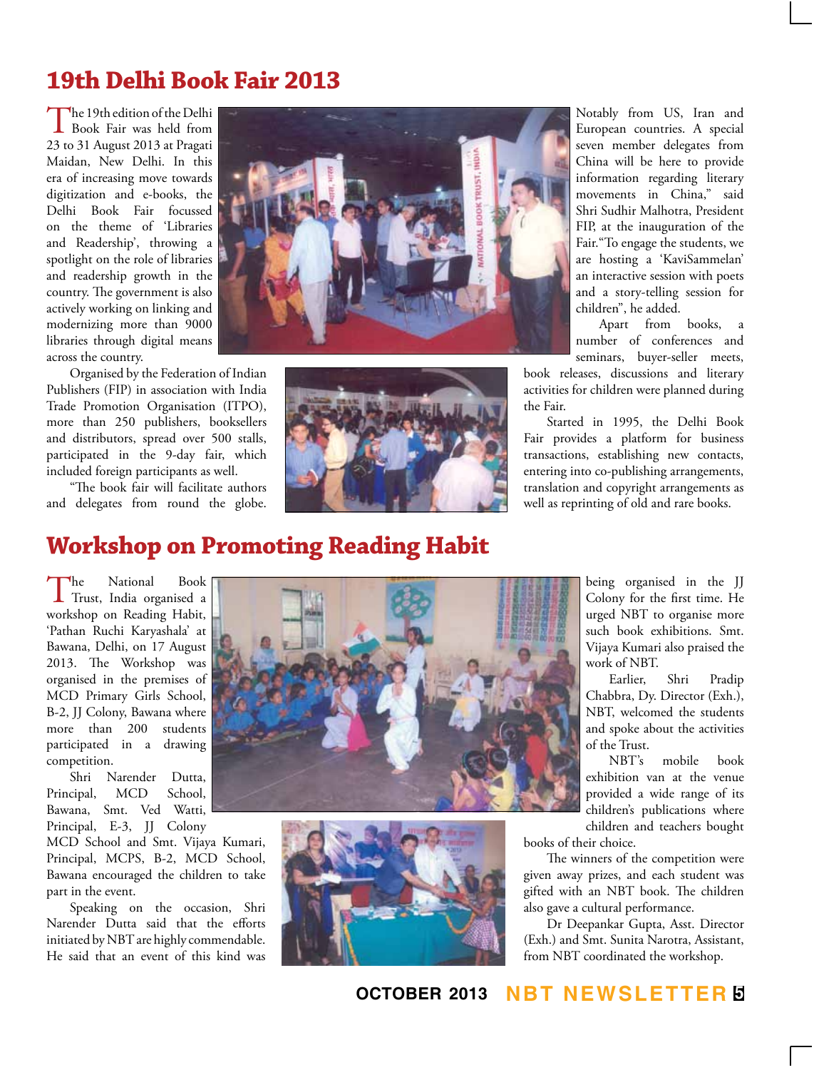## 19th Delhi Book Fair 2013

The 19th edition of the Delhi Book Fair was held from 23 to 31 August 2013 at Pragati Maidan, New Delhi. In this era of increasing move towards digitization and e-books, the Delhi Book Fair focussed on the theme of 'Libraries and Readership', throwing a spotlight on the role of libraries and readership growth in the country. The government is also actively working on linking and modernizing more than 9000 libraries through digital means across the country.

Organised by the Federation of Indian Publishers (FIP) in association with India Trade Promotion Organisation (ITPO), more than 250 publishers, booksellers and distributors, spread over 500 stalls, participated in the 9-day fair, which included foreign participants as well.

"The book fair will facilitate authors and delegates from round the globe. Notably from US, Iran and European countries. A special seven member delegates from China will be here to provide information regarding literary movements in China," said Shri Sudhir Malhotra, President FIP, at the inauguration of the Fair. "To engage the students, we are hosting a 'KaviSammelan' an interactive session with poets and a story-telling session for children", he added.

Apart from books, a number of conferences and seminars, buyer-seller meets, book releases, discussions and literary activities for children were planned during the Fair.

Started in 1995, the Delhi Book Fair provides a platform for business transactions, establishing new contacts, entering into co-publishing arrangements, translation and copyright arrangements as well as reprinting of old and rare books.

## Workshop on Promoting Reading Habit

The National Book Trust, India organised a workshop on Reading Habit, 'Pathan Ruchi Karyashala' at Bawana, Delhi, on 17 August 2013. The Workshop was organised in the premises of MCD Primary Girls School, B-2, JJ Colony, Bawana where more than 200 students participated in a drawing competition.

Shri Narender Dutta, Principal, MCD School, Bawana, Smt. Ved Watti, Principal, E-3, JJ Colony MCD School and Smt. Vijaya Kumari, Principal, MCPS, B-2, MCD School, Bawana encouraged the children to take part in the event.

Speaking on the occasion, Shri Narender Dutta said that the efforts initiated by NBT are highly commendable. He said that an event of this kind was being organised in the JJ Colony for the first time. He urged NBT to organise more such book exhibitions. Smt. Vijaya Kumari also praised the work of NBT.

Earlier, Shri Pradip Chabbra, Dy. Director (Exh.), NBT, welcomed the students and spoke about the activities of the Trust.

NBT's mobile book exhibition van at the venue provided a wide range of its children's publications where children and teachers bought books of their choice.

The winners of the competition were given away prizes, and each student was gifted with an NBT book. The children also gave a cultural performance.

Dr Deepankar Gupta, Asst. Director (Exh.) and Smt. Sunita Narotra, Assistant, from NBT coordinated the workshop.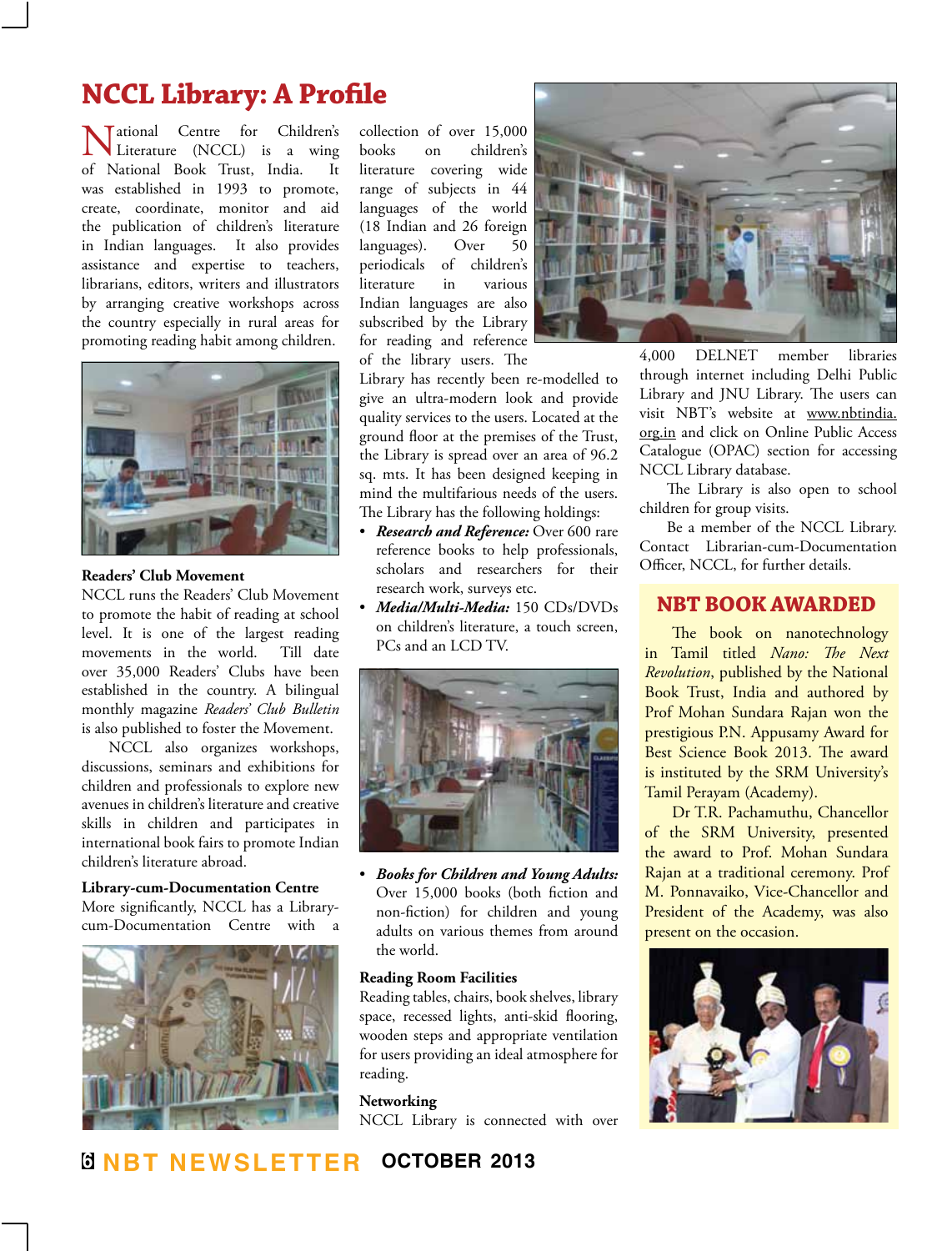# NCCL Library: A Profile

National Centre for Children's Literature (NCCL) is a wing of National Book Trust, India. It was established in 1993 to promote, create, coordinate, monitor and aid the publication of children's literature in Indian languages. It also provides assistance and expertise to teachers, librarians, editors, writers and illustrators by arranging creative workshops across the country especially in rural areas for promoting reading habit among children.

### Readers' Club Movement

NCCL runs the Readers' Club Movement to promote the habit of reading at school level. It is one of the largest reading movements in the world. Till date over 35,000 Readers' Clubs have been established in the country. A bilingual monthly magazine *Readers' Club Bulletin* is also published to foster the Movement.

NCCL also organizes workshops, discussions, seminars and exhibitions for children and professionals to explore new avenues in children's literature and creative skills in children and participates in international book fairs to promote Indian children's literature abroad.

### Library-cum-Documentation Centre

More significantly, NCCL has a Library-cum-Documentation Centre with a collection of over 15,000 books on children's literature covering wide range of subjects in 44 languages of the world (18 Indian and 26 foreign languages). Over 50 periodicals of children's literature in various Indian languages are also subscribed by the Library for reading and reference of the library users. The Library has recently been re-modelled to give an ultra-modern look and provide quality services to the users. Located at the ground floor at the premises of the Trust, the Library is spread over an area of 96.2 sq. mts. It has been designed keeping in mind the multifarious needs of the users. The Library has the following holdings:

- ***Research and Reference:*** Over 600 rare reference books to help professionals, scholars and researchers for their research work, surveys etc.
- ***Media/Multi-Media:*** 150 CDs/DVDs on children's literature, a touch screen, PCs and an LCD TV.
- ***Books for Children and Young Adults:*** Over 15,000 books (both fiction and non-fiction) for children and young adults on various themes from around the world.

### Reading Room Facilities

Reading tables, chairs, book shelves, library space, recessed lights, anti-skid flooring, wooden steps and appropriate ventilation for users providing an ideal atmosphere for reading.

### Networking

NCCL Library is connected with over 4,000 DELNET member libraries through internet including Delhi Public Library and JNU Library. The users can visit NBT's website at www.nbtindia.org.in and click on Online Public Access Catalogue (OPAC) section for accessing NCCL Library database.

The Library is also open to school children for group visits.

Be a member of the NCCL Library. Contact Librarian-cum-Documentation Officer, NCCL, for further details.

## NBT BOOK AWARDED

The book on nanotechnology in Tamil titled *Nano: The Next Revolution*, published by the National Book Trust, India and authored by Prof Mohan Sundara Rajan won the prestigious P.N. Appusamy Award for Best Science Book 2013. The award is instituted by the SRM University's Tamil Perayam (Academy).

Dr T.R. Pachamuthu, Chancellor of the SRM University, presented the award to Prof. Mohan Sundara Rajan at a traditional ceremony. Prof M. Ponnavaiko, Vice-Chancellor and President of the Academy, was also present on the occasion.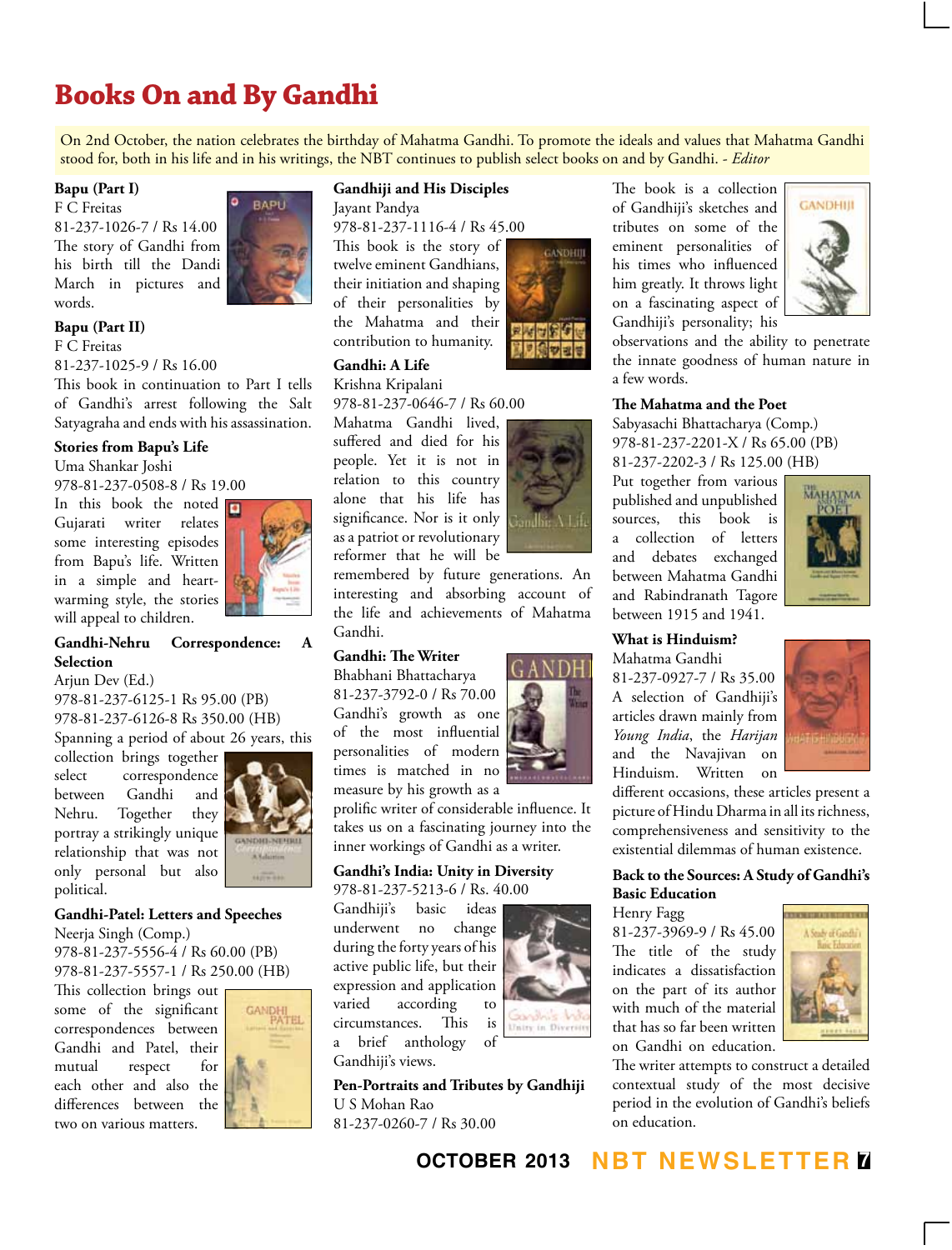# Books On and By Gandhi

On 2nd October, the nation celebrates the birthday of Mahatma Gandhi. To promote the ideals and values that Mahatma Gandhi stood for, both in his life and in his writings, the NBT continues to publish select books on and by Gandhi. - *Editor*

**Bapu (Part I)**
F C Freitas
81-237-1026-7 / Rs 14.00
The story of Gandhi from his birth till the Dandi March in pictures and words.

**Bapu (Part II)**
F C Freitas
81-237-1025-9 / Rs 16.00
This book in continuation to Part I tells of Gandhi's arrest following the Salt Satyagraha and ends with his assassination.

**Stories from Bapu's Life**
Uma Shankar Joshi
978-81-237-0508-8 / Rs 19.00
In this book the noted Gujarati writer relates some interesting episodes from Bapu's life. Written in a simple and heart-warming style, the stories will appeal to children.

**Gandhi-Nehru Correspondence: A Selection**
Arjun Dev (Ed.)
978-81-237-6125-1 Rs 95.00 (PB)
978-81-237-6126-8 Rs 350.00 (HB)
Spanning a period of about 26 years, this collection brings together select correspondence between Gandhi and Nehru. Together they portray a strikingly unique relationship that was not only personal but also political.

**Gandhi-Patel: Letters and Speeches**
Neerja Singh (Comp.)
978-81-237-5556-4 / Rs 60.00 (PB)
978-81-237-5557-1 / Rs 250.00 (HB)
This collection brings out some of the significant correspondences between Gandhi and Patel, their mutual respect for each other and also the differences between the two on various matters.

**Gandhiji and His Disciples**
Jayant Pandya
978-81-237-1116-4 / Rs 45.00
This book is the story of twelve eminent Gandhians, their initiation and shaping of their personalities by the Mahatma and their contribution to humanity.

**Gandhi: A Life**
Krishna Kripalani
978-81-237-0646-7 / Rs 60.00
Mahatma Gandhi lived, suffered and died for his people. Yet it is not in relation to this country alone that his life has significance. Nor is it only as a patriot or revolutionary reformer that he will be remembered by future generations. An interesting and absorbing account of the life and achievements of Mahatma Gandhi.

**Gandhi: The Writer**
Bhabhani Bhattacharya
81-237-3792-0 / Rs 70.00
Gandhi's growth as one of the most influential personalities of modern times is matched in no measure by his growth as a prolific writer of considerable influence. It takes us on a fascinating journey into the inner workings of Gandhi as a writer.

**Gandhi's India: Unity in Diversity**
978-81-237-5213-6 / Rs. 40.00
Gandhiji's basic ideas underwent no change during the forty years of his active public life, but their expression and application varied according to circumstances. This is a brief anthology of Gandhiji's views.

**Pen-Portraits and Tributes by Gandhiji**
U S Mohan Rao
81-237-0260-7 / Rs 30.00
The book is a collection of Gandhiji's sketches and tributes on some of the eminent personalities of his times who influenced him greatly. It throws light on a fascinating aspect of Gandhiji's personality; his observations and the ability to penetrate the innate goodness of human nature in a few words.

**The Mahatma and the Poet**
Sabyasachi Bhattacharya (Comp.)
978-81-237-2201-X / Rs 65.00 (PB)
81-237-2202-3 / Rs 125.00 (HB)
Put together from various published and unpublished sources, this book is a collection of letters and debates exchanged between Mahatma Gandhi and Rabindranath Tagore between 1915 and 1941.

**What is Hinduism?**
Mahatma Gandhi
81-237-0927-7 / Rs 35.00
A selection of Gandhiji's articles drawn mainly from *Young India*, the *Harijan* and the Navajivan on Hinduism. Written on different occasions, these articles present a picture of Hindu Dharma in all its richness, comprehensiveness and sensitivity to the existential dilemmas of human existence.

**Back to the Sources: A Study of Gandhi's Basic Education**
Henry Fagg
81-237-3969-9 / Rs 45.00
The title of the study indicates a dissatisfaction on the part of its author with much of the material that has so far been written on Gandhi on education. The writer attempts to construct a detailed contextual study of the most decisive period in the evolution of Gandhi's beliefs on education.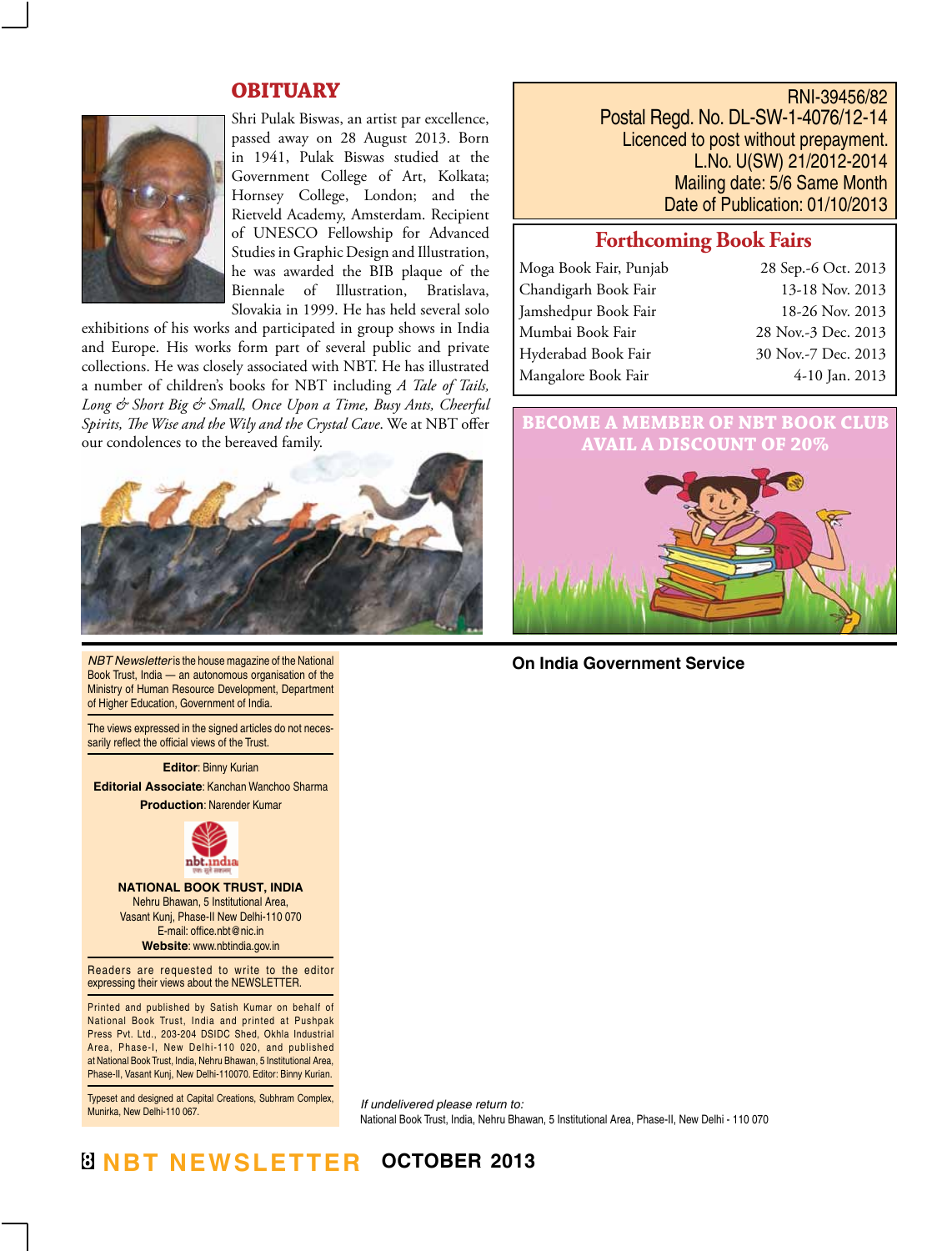## OBITUARY

Shri Pulak Biswas, an artist par excellence, passed away on 28 August 2013. Born in 1941, Pulak Biswas studied at the Government College of Art, Kolkata; Hornsey College, London; and the Rietveld Academy, Amsterdam. Recipient of UNESCO Fellowship for Advanced Studies in Graphic Design and Illustration, he was awarded the BIB plaque of the Biennale of Illustration, Bratislava, Slovakia in 1999. He has held several solo exhibitions of his works and participated in group shows in India and Europe. His works form part of several public and private collections. He was closely associated with NBT. He has illustrated a number of children's books for NBT including *A Tale of Tails, Long & Short Big & Small, Once Upon a Time, Busy Ants, Cheerful Spirits, The Wise and the Wily and the Crystal Cave*. We at NBT offer our condolences to the bereaved family.

RNI-39456/82
Postal Regd. No. DL-SW-1-4076/12-14
Licenced to post without prepayment.
L.No. U(SW) 21/2012-2014
Mailing date: 5/6 Same Month
Date of Publication: 01/10/2013

## Forthcoming Book Fairs

| | |
|---|---|
| Moga Book Fair, Punjab | 28 Sep.-6 Oct. 2013 |
| Chandigarh Book Fair | 13-18 Nov. 2013 |
| Jamshedpur Book Fair | 18-26 Nov. 2013 |
| Mumbai Book Fair | 28 Nov.-3 Dec. 2013 |
| Hyderabad Book Fair | 30 Nov.-7 Dec. 2013 |
| Mangalore Book Fair | 4-10 Jan. 2013 |

**BECOME A MEMBER OF NBT BOOK CLUB AVAIL A DISCOUNT OF 20%**

*NBT Newsletter* is the house magazine of the National Book Trust, India — an autonomous organisation of the Ministry of Human Resource Development, Department of Higher Education, Government of India.

The views expressed in the signed articles do not necessarily reflect the official views of the Trust.

**Editor**: Binny Kurian
**Editorial Associate**: Kanchan Wanchoo Sharma
**Production**: Narender Kumar

**NATIONAL BOOK TRUST, INDIA**
Nehru Bhawan, 5 Institutional Area,
Vasant Kunj, Phase-II New Delhi-110 070
E-mail: office.nbt@nic.in
**Website**: www.nbtindia.gov.in

Readers are requested to write to the editor expressing their views about the NEWSLETTER.

Printed and published by Satish Kumar on behalf of National Book Trust, India and printed at Pushpak Press Pvt. Ltd., 203-204 DSIDC Shed, Okhla Industrial Area, Phase-I, New Delhi-110 020, and published at National Book Trust, India, Nehru Bhawan, 5 Institutional Area, Phase-II, Vasant Kunj, New Delhi-110070. Editor: Binny Kurian.

Typeset and designed at Capital Creations, Subhram Complex, Munirka, New Delhi-110 067.

**On India Government Service**

*If undelivered please return to:*
National Book Trust, India, Nehru Bhawan, 5 Institutional Area, Phase-II, New Delhi - 110 070